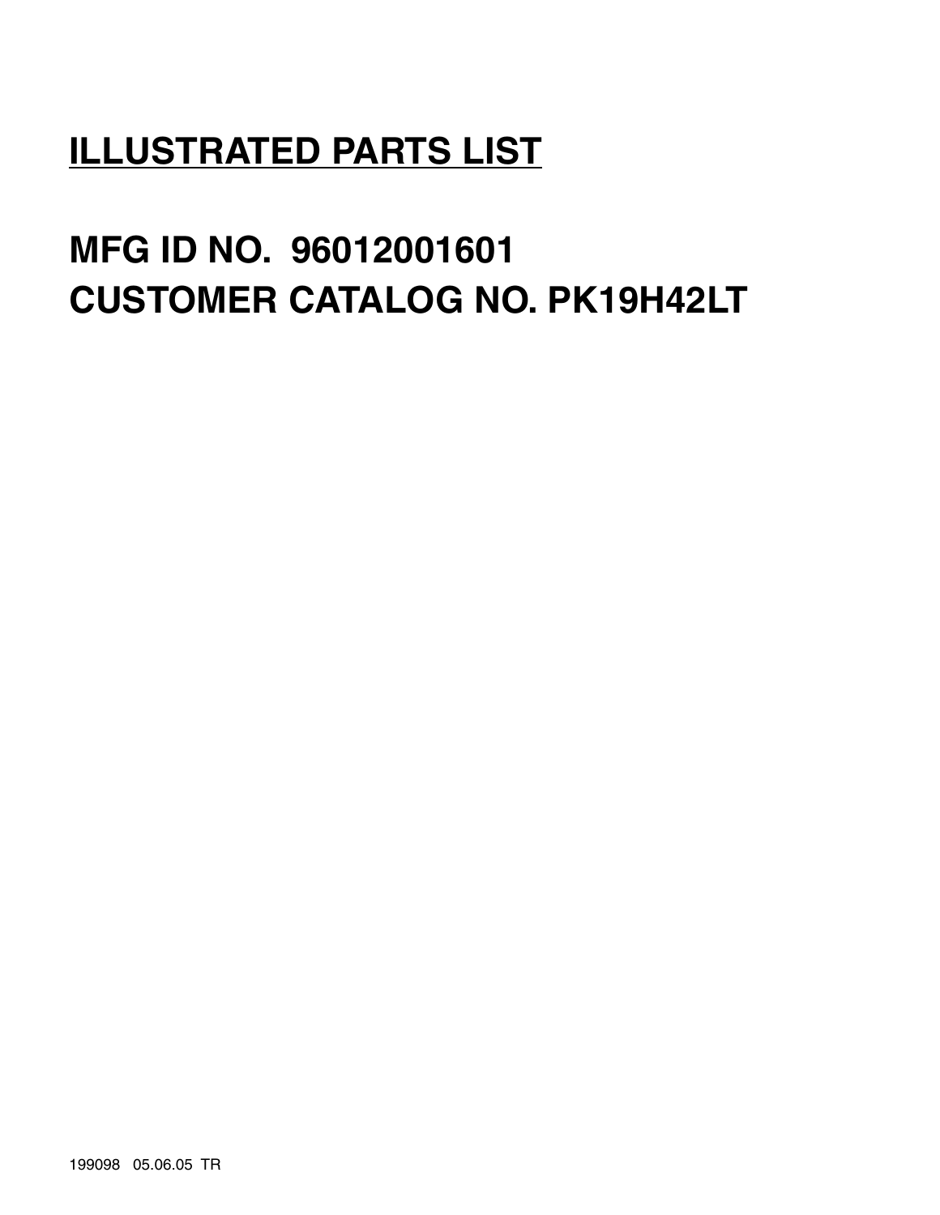# ILLUSTRATED PARTS LIST

## MFG ID NO. 96012001601
## CUSTOMER CATALOG NO. PK19H42LT

199098 05.06.05 TR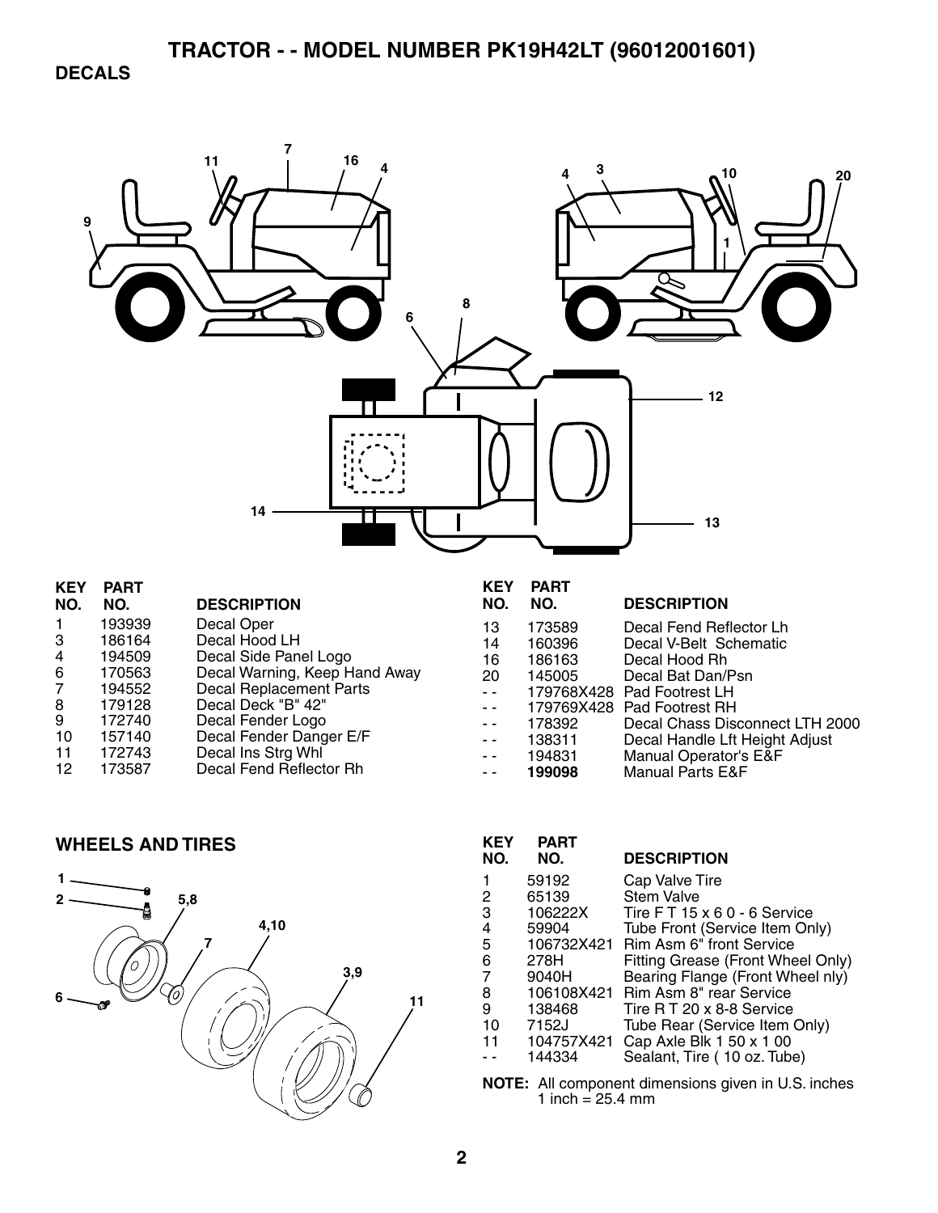# TRACTOR - - MODEL NUMBER PK19H42LT (96012001601)

## DECALS

| KEY NO. | PART NO. | DESCRIPTION |
|---|---|---|
| 1 | 193939 | Decal Oper |
| 3 | 186164 | Decal Hood LH |
| 4 | 194509 | Decal Side Panel Logo |
| 6 | 170563 | Decal Warning, Keep Hand Away |
| 7 | 194552 | Decal Replacement Parts |
| 8 | 179128 | Decal Deck "B" 42" |
| 9 | 172740 | Decal Fender Logo |
| 10 | 157140 | Decal Fender Danger E/F |
| 11 | 172743 | Decal Ins Strg Whl |
| 12 | 173587 | Decal Fend Reflector Rh |
| 13 | 173589 | Decal Fend Reflector Lh |
| 14 | 160396 | Decal V-Belt Schematic |
| 16 | 186163 | Decal Hood Rh |
| 20 | 145005 | Decal Bat Dan/Psn |
| - - | 179768X428 | Pad Footrest LH |
| - - | 179769X428 | Pad Footrest RH |
| - - | 178392 | Decal Chass Disconnect LTH 2000 |
| - - | 138311 | Decal Handle Lft Height Adjust |
| - - | 194831 | Manual Operator's E&F |
| - - | **199098** | Manual Parts E&F |

## WHEELS AND TIRES

| KEY NO. | PART NO. | DESCRIPTION |
|---|---|---|
| 1 | 59192 | Cap Valve Tire |
| 2 | 65139 | Stem Valve |
| 3 | 106222X | Tire F T 15 x 6 0 - 6 Service |
| 4 | 59904 | Tube Front (Service Item Only) |
| 5 | 106732X421 | Rim Asm 6" front Service |
| 6 | 278H | Fitting Grease (Front Wheel Only) |
| 7 | 9040H | Bearing Flange (Front Wheel nly) |
| 8 | 106108X421 | Rim Asm 8" rear Service |
| 9 | 138468 | Tire R T 20 x 8-8 Service |
| 10 | 7152J | Tube Rear (Service Item Only) |
| 11 | 104757X421 | Cap Axle Blk 1 50 x 1 00 |
| - - | 144334 | Sealant, Tire ( 10 oz. Tube) |

**NOTE:** All component dimensions given in U.S. inches
1 inch = 25.4 mm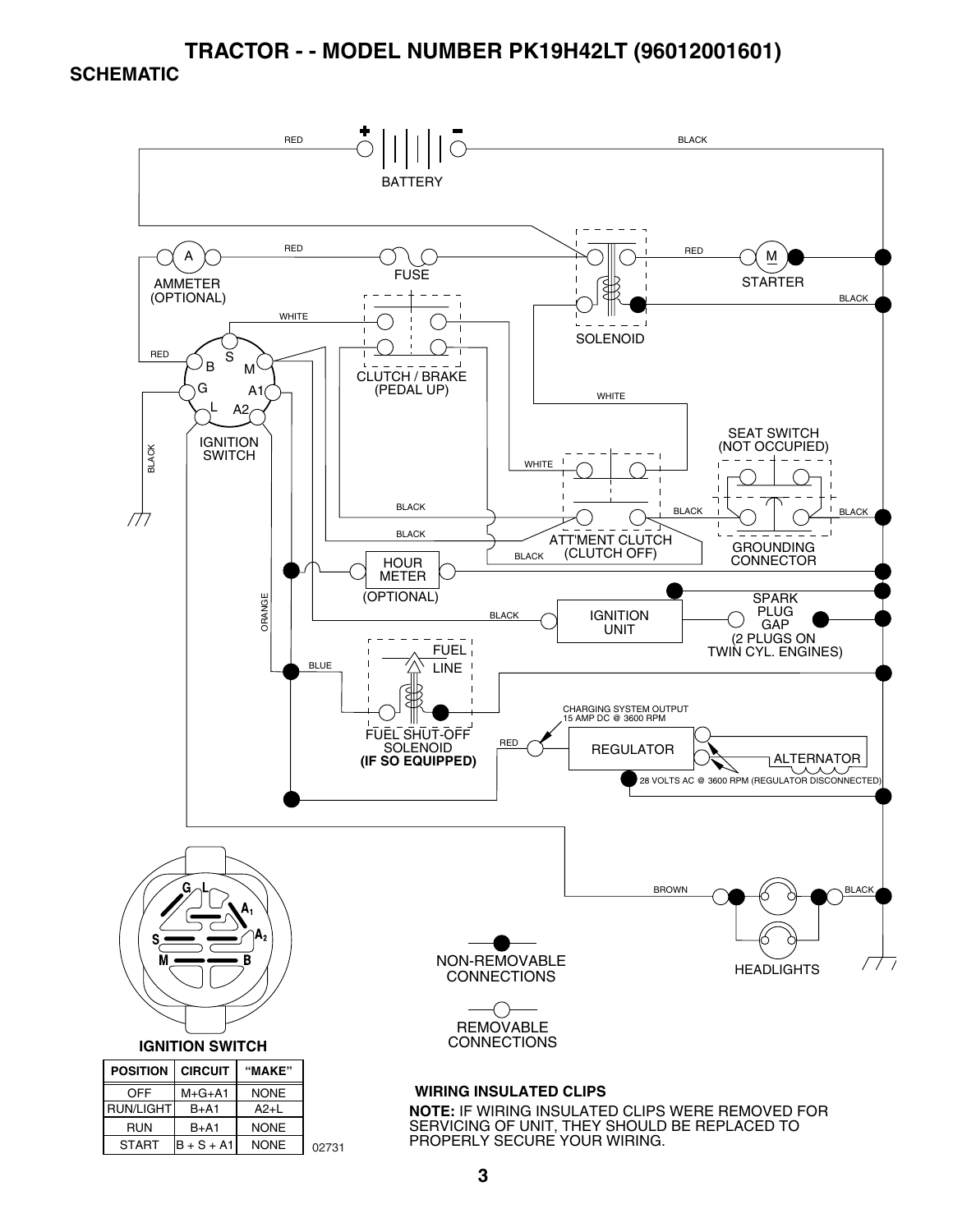# TRACTOR - - MODEL NUMBER PK19H42LT (96012001601)

## SCHEMATIC

RED

BATTERY

BLACK

AMMETER (OPTIONAL)

RED

FUSE

RED

STARTER

BLACK

SOLENOID

WHITE

CLUTCH / BRAKE (PEDAL UP)

RED

IGNITION SWITCH

BLACK

WHITE

SEAT SWITCH (NOT OCCUPIED)

WHITE

BLACK

BLACK

BLACK

BLACK

ATT'MENT CLUTCH (CLUTCH OFF)

GROUNDING CONNECTOR

BLACK

HOUR METER (OPTIONAL)

ORANGE

SPARK PLUG GAP (2 PLUGS ON TWIN CYL. ENGINES)

BLACK

IGNITION UNIT

BLUE

FUEL LINE

FUEL SHUT-OFF SOLENOID **(IF SO EQUIPPED)**

CHARGING SYSTEM OUTPUT 15 AMP DC @ 3600 RPM

RED

REGULATOR

ALTERNATOR

28 VOLTS AC @ 3600 RPM (REGULATOR DISCONNECTED)

BROWN

BLACK

HEADLIGHTS

NON-REMOVABLE CONNECTIONS

REMOVABLE CONNECTIONS

**IGNITION SWITCH**

| POSITION | CIRCUIT | "MAKE" |
|---|---|---|
| OFF | M+G+A1 | NONE |
| RUN/LIGHT | B+A1 | A2+L |
| RUN | B+A1 | NONE |
| START | B + S + A1 | NONE |

02731

**WIRING INSULATED CLIPS**

**NOTE:** IF WIRING INSULATED CLIPS WERE REMOVED FOR SERVICING OF UNIT, THEY SHOULD BE REPLACED TO PROPERLY SECURE YOUR WIRING.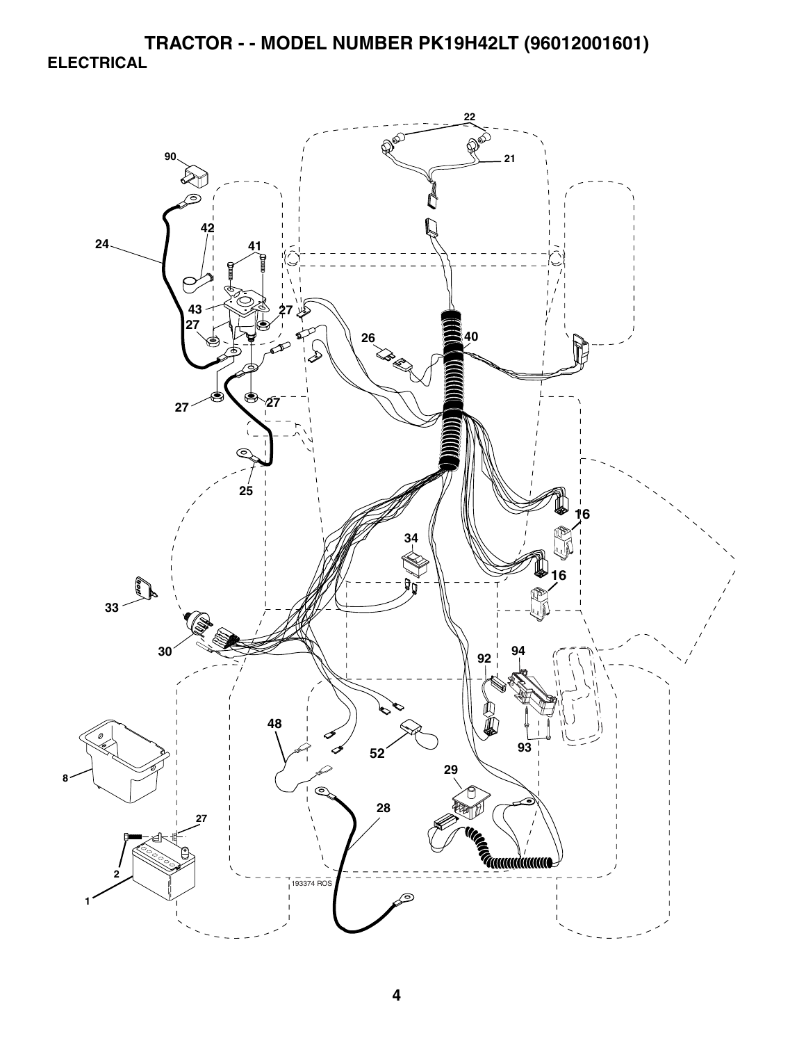# TRACTOR - - MODEL NUMBER PK19H42LT (96012001601)

## ELECTRICAL

22
21
90
24
42
41
43
27
27
26
40
27
27
25
16
34
16
33
30
92
94
48
52
93
29
8
28
27
2
1
193374 ROS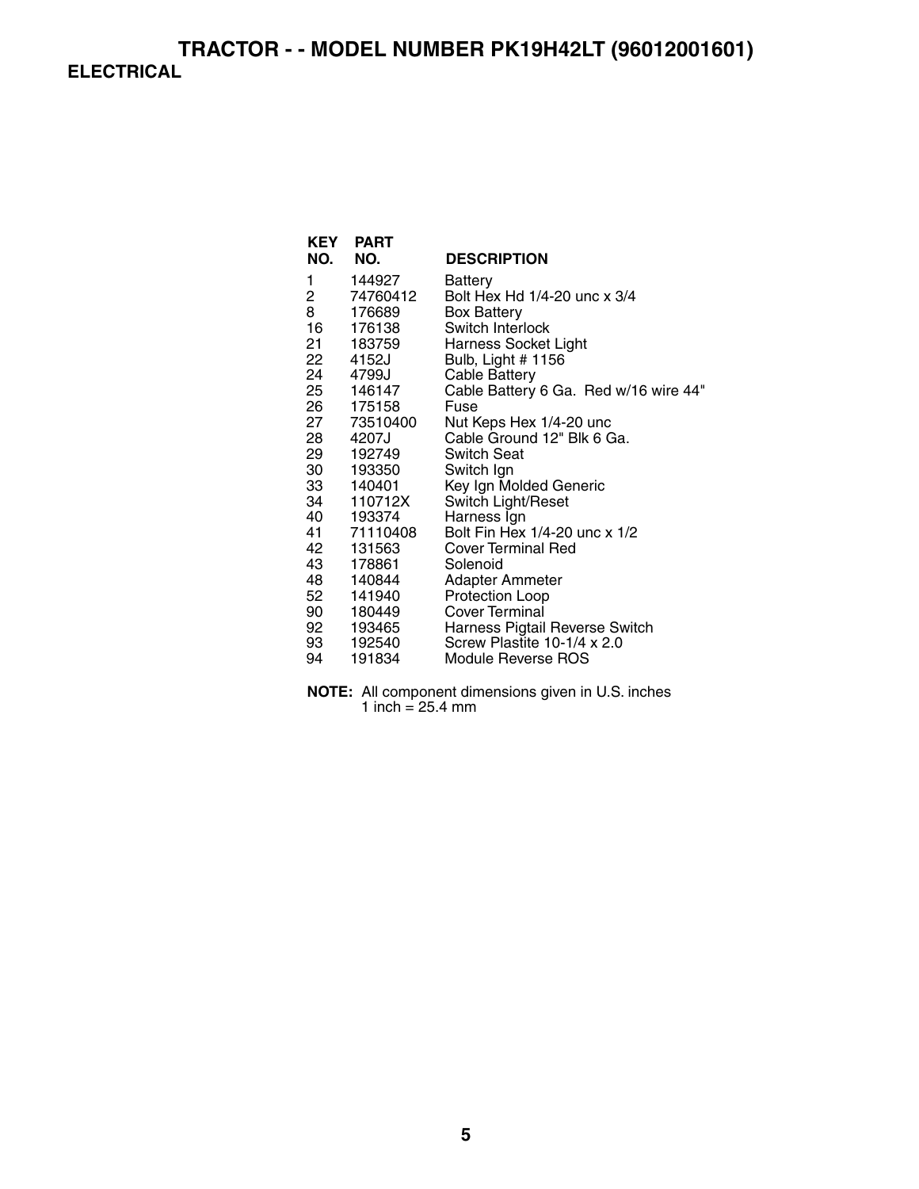# TRACTOR - - MODEL NUMBER PK19H42LT (96012001601)

## ELECTRICAL

| KEY NO. | PART NO. | DESCRIPTION |
|---|---|---|
| 1 | 144927 | Battery |
| 2 | 74760412 | Bolt Hex Hd 1/4-20 unc x 3/4 |
| 8 | 176689 | Box Battery |
| 16 | 176138 | Switch Interlock |
| 21 | 183759 | Harness Socket Light |
| 22 | 4152J | Bulb, Light # 1156 |
| 24 | 4799J | Cable Battery |
| 25 | 146147 | Cable Battery 6 Ga. Red w/16 wire 44" |
| 26 | 175158 | Fuse |
| 27 | 73510400 | Nut Keps Hex 1/4-20 unc |
| 28 | 4207J | Cable Ground 12" Blk 6 Ga. |
| 29 | 192749 | Switch Seat |
| 30 | 193350 | Switch Ign |
| 33 | 140401 | Key Ign Molded Generic |
| 34 | 110712X | Switch Light/Reset |
| 40 | 193374 | Harness Ign |
| 41 | 71110408 | Bolt Fin Hex 1/4-20 unc x 1/2 |
| 42 | 131563 | Cover Terminal Red |
| 43 | 178861 | Solenoid |
| 48 | 140844 | Adapter Ammeter |
| 52 | 141940 | Protection Loop |
| 90 | 180449 | Cover Terminal |
| 92 | 193465 | Harness Pigtail Reverse Switch |
| 93 | 192540 | Screw Plastite 10-1/4 x 2.0 |
| 94 | 191834 | Module Reverse ROS |

**NOTE:** All component dimensions given in U.S. inches
1 inch = 25.4 mm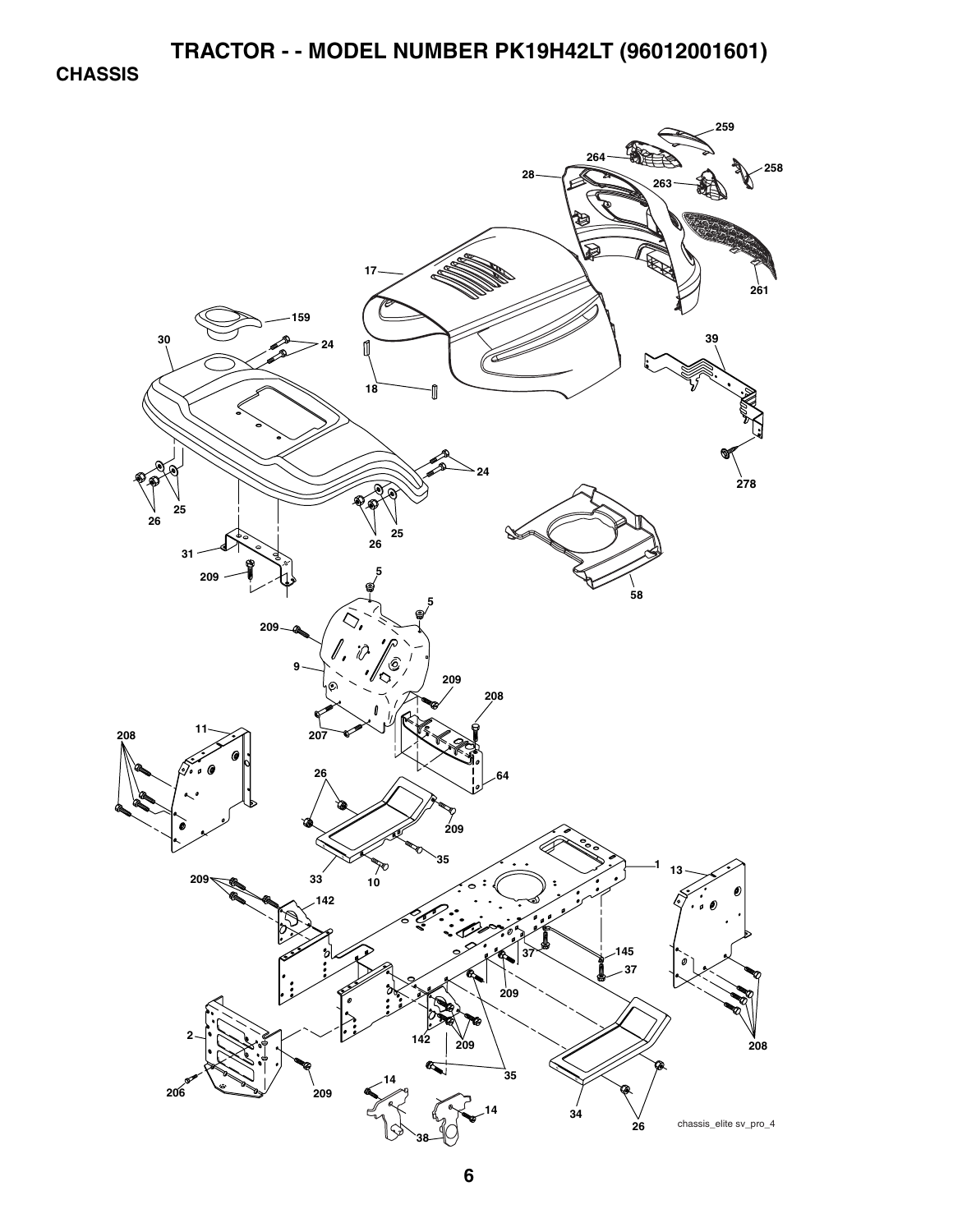# TRACTOR - - MODEL NUMBER PK19H42LT (96012001601)

## CHASSIS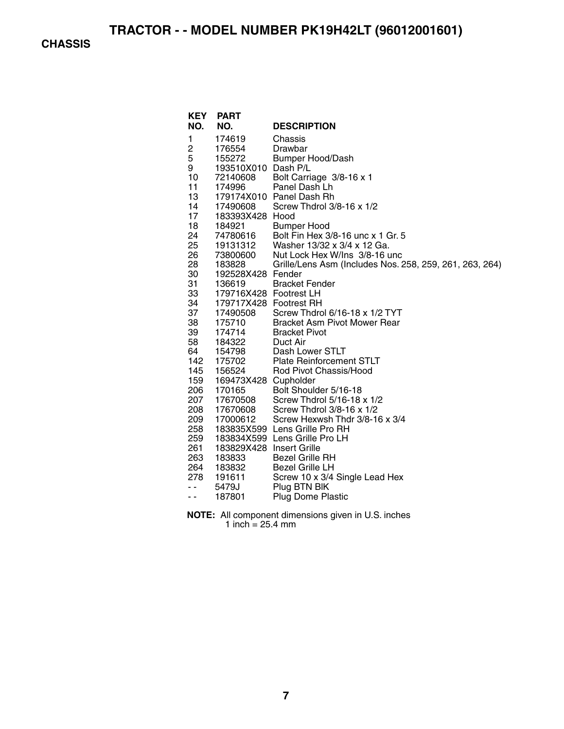# TRACTOR - - MODEL NUMBER PK19H42LT (96012001601)

## CHASSIS

| KEY NO. | PART NO. | DESCRIPTION |
|---|---|---|
| 1 | 174619 | Chassis |
| 2 | 176554 | Drawbar |
| 5 | 155272 | Bumper Hood/Dash |
| 9 | 193510X010 | Dash P/L |
| 10 | 72140608 | Bolt Carriage 3/8-16 x 1 |
| 11 | 174996 | Panel Dash Lh |
| 13 | 179174X010 | Panel Dash Rh |
| 14 | 17490608 | Screw Thdrol 3/8-16 x 1/2 |
| 17 | 183393X428 | Hood |
| 18 | 184921 | Bumper Hood |
| 24 | 74780616 | Bolt Fin Hex 3/8-16 unc x 1 Gr. 5 |
| 25 | 19131312 | Washer 13/32 x 3/4 x 12 Ga. |
| 26 | 73800600 | Nut Lock Hex W/Ins 3/8-16 unc |
| 28 | 183828 | Grille/Lens Asm (Includes Nos. 258, 259, 261, 263, 264) |
| 30 | 192528X428 | Fender |
| 31 | 136619 | Bracket Fender |
| 33 | 179716X428 | Footrest LH |
| 34 | 179717X428 | Footrest RH |
| 37 | 17490508 | Screw Thdrol 6/16-18 x 1/2 TYT |
| 38 | 175710 | Bracket Asm Pivot Mower Rear |
| 39 | 174714 | Bracket Pivot |
| 58 | 184322 | Duct Air |
| 64 | 154798 | Dash Lower STLT |
| 142 | 175702 | Plate Reinforcement STLT |
| 145 | 156524 | Rod Pivot Chassis/Hood |
| 159 | 169473X428 | Cupholder |
| 206 | 170165 | Bolt Shoulder 5/16-18 |
| 207 | 17670508 | Screw Thdrol 5/16-18 x 1/2 |
| 208 | 17670608 | Screw Thdrol 3/8-16 x 1/2 |
| 209 | 17000612 | Screw Hexwsh Thdr 3/8-16 x 3/4 |
| 258 | 183835X599 | Lens Grille Pro RH |
| 259 | 183834X599 | Lens Grille Pro LH |
| 261 | 183829X428 | Insert Grille |
| 263 | 183833 | Bezel Grille RH |
| 264 | 183832 | Bezel Grille LH |
| 278 | 191611 | Screw 10 x 3/4 Single Lead Hex |
| - - | 5479J | Plug BTN Blk |
| - - | 187801 | Plug Dome Plastic |

**NOTE:** All component dimensions given in U.S. inches
1 inch = 25.4 mm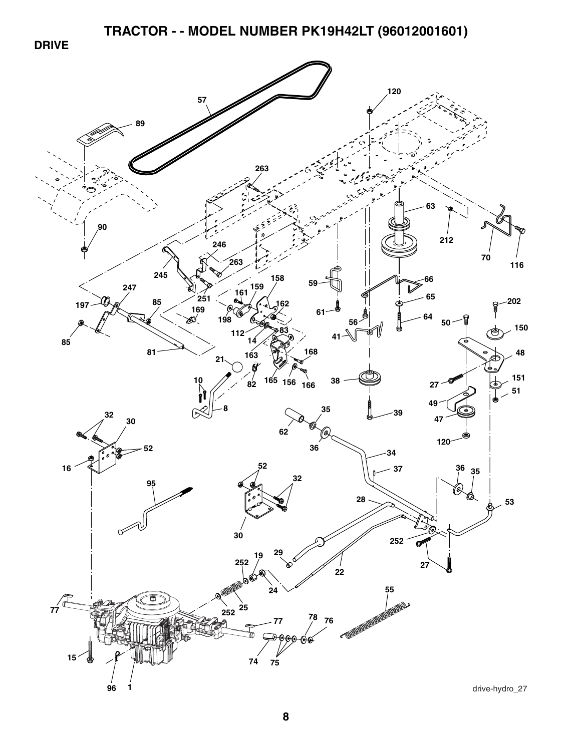# TRACTOR - - MODEL NUMBER PK19H42LT (96012001601)

## DRIVE

drive-hydro_27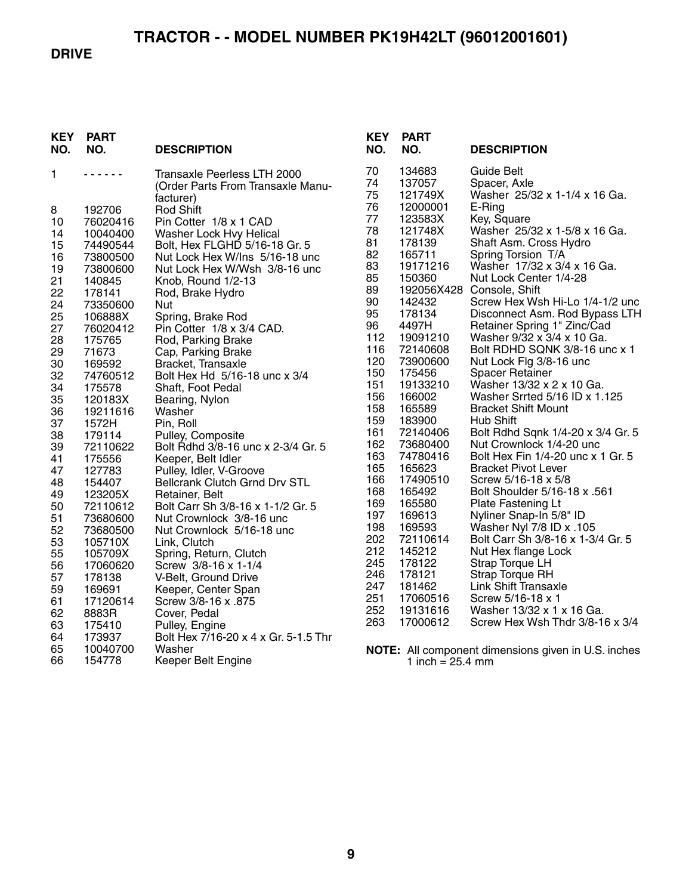# TRACTOR - - MODEL NUMBER PK19H42LT (96012001601)

## DRIVE

| KEY NO. | PART NO. | DESCRIPTION |
|---|---|---|
| 1 | - - - - - - | Transaxle Peerless LTH 2000 (Order Parts From Transaxle Manufacturer) |
| 8 | 192706 | Rod Shift |
| 10 | 76020416 | Pin Cotter 1/8 x 1 CAD |
| 14 | 10040400 | Washer Lock Hvy Helical |
| 15 | 74490544 | Bolt, Hex FLGHD 5/16-18 Gr. 5 |
| 16 | 73800500 | Nut Lock Hex W/Ins 5/16-18 unc |
| 19 | 73800600 | Nut Lock Hex W/Wsh 3/8-16 unc |
| 21 | 140845 | Knob, Round 1/2-13 |
| 22 | 178141 | Rod, Brake Hydro |
| 24 | 73350600 | Nut |
| 25 | 106888X | Spring, Brake Rod |
| 27 | 76020412 | Pin Cotter 1/8 x 3/4 CAD. |
| 28 | 175765 | Rod, Parking Brake |
| 29 | 71673 | Cap, Parking Brake |
| 30 | 169592 | Bracket, Transaxle |
| 32 | 74760512 | Bolt Hex Hd 5/16-18 unc x 3/4 |
| 34 | 175578 | Shaft, Foot Pedal |
| 35 | 120183X | Bearing, Nylon |
| 36 | 19211616 | Washer |
| 37 | 1572H | Pin, Roll |
| 38 | 179114 | Pulley, Composite |
| 39 | 72110622 | Bolt Rdhd 3/8-16 unc x 2-3/4 Gr. 5 |
| 41 | 175556 | Keeper, Belt Idler |
| 47 | 127783 | Pulley, Idler, V-Groove |
| 48 | 154407 | Bellcrank Clutch Grnd Drv STL |
| 49 | 123205X | Retainer, Belt |
| 50 | 72110612 | Bolt Carr Sh 3/8-16 x 1-1/2 Gr. 5 |
| 51 | 73680600 | Nut Crownlock 3/8-16 unc |
| 52 | 73680500 | Nut Crownlock 5/16-18 unc |
| 53 | 105710X | Link, Clutch |
| 55 | 105709X | Spring, Return, Clutch |
| 56 | 17060620 | Screw 3/8-16 x 1-1/4 |
| 57 | 178138 | V-Belt, Ground Drive |
| 59 | 169691 | Keeper, Center Span |
| 61 | 17120614 | Screw 3/8-16 x .875 |
| 62 | 8883R | Cover, Pedal |
| 63 | 175410 | Pulley, Engine |
| 64 | 173937 | Bolt Hex 7/16-20 x 4 x Gr. 5-1.5 Thr |
| 65 | 10040700 | Washer |
| 66 | 154778 | Keeper Belt Engine |
| 70 | 134683 | Guide Belt |
| 74 | 137057 | Spacer, Axle |
| 75 | 121749X | Washer 25/32 x 1-1/4 x 16 Ga. |
| 76 | 12000001 | E-Ring |
| 77 | 123583X | Key, Square |
| 78 | 121748X | Washer 25/32 x 1-5/8 x 16 Ga. |
| 81 | 178139 | Shaft Asm. Cross Hydro |
| 82 | 165711 | Spring Torsion T/A |
| 83 | 19171216 | Washer 17/32 x 3/4 x 16 Ga. |
| 85 | 150360 | Nut Lock Center 1/4-28 |
| 89 | 192056X428 | Console, Shift |
| 90 | 142432 | Screw Hex Wsh Hi-Lo 1/4-1/2 unc |
| 95 | 178134 | Disconnect Asm. Rod Bypass LTH |
| 96 | 4497H | Retainer Spring 1" Zinc/Cad |
| 112 | 19091210 | Washer 9/32 x 3/4 x 10 Ga. |
| 116 | 72140608 | Bolt RDHD SQNK 3/8-16 unc x 1 |
| 120 | 73900600 | Nut Lock Flg 3/8-16 unc |
| 150 | 175456 | Spacer Retainer |
| 151 | 19133210 | Washer 13/32 x 2 x 10 Ga. |
| 156 | 166002 | Washer Srrted 5/16 ID x 1.125 |
| 158 | 165589 | Bracket Shift Mount |
| 159 | 183900 | Hub Shift |
| 161 | 72140406 | Bolt Rdhd Sqnk 1/4-20 x 3/4 Gr. 5 |
| 162 | 73680400 | Nut Crownlock 1/4-20 unc |
| 163 | 74780416 | Bolt Hex Fin 1/4-20 unc x 1 Gr. 5 |
| 165 | 165623 | Bracket Pivot Lever |
| 166 | 17490510 | Screw 5/16-18 x 5/8 |
| 168 | 165492 | Bolt Shoulder 5/16-18 x .561 |
| 169 | 165580 | Plate Fastening Lt |
| 197 | 169613 | Nyliner Snap-In 5/8" ID |
| 198 | 169593 | Washer Nyl 7/8 ID x .105 |
| 202 | 72110614 | Bolt Carr Sh 3/8-16 x 1-3/4 Gr. 5 |
| 212 | 145212 | Nut Hex flange Lock |
| 245 | 178122 | Strap Torque LH |
| 246 | 178121 | Strap Torque RH |
| 247 | 181462 | Link Shift Transaxle |
| 251 | 17060516 | Screw 5/16-18 x 1 |
| 252 | 19131616 | Washer 13/32 x 1 x 16 Ga. |
| 263 | 17000612 | Screw Hex Wsh Thdr 3/8-16 x 3/4 |

**NOTE:** All component dimensions given in U.S. inches
1 inch = 25.4 mm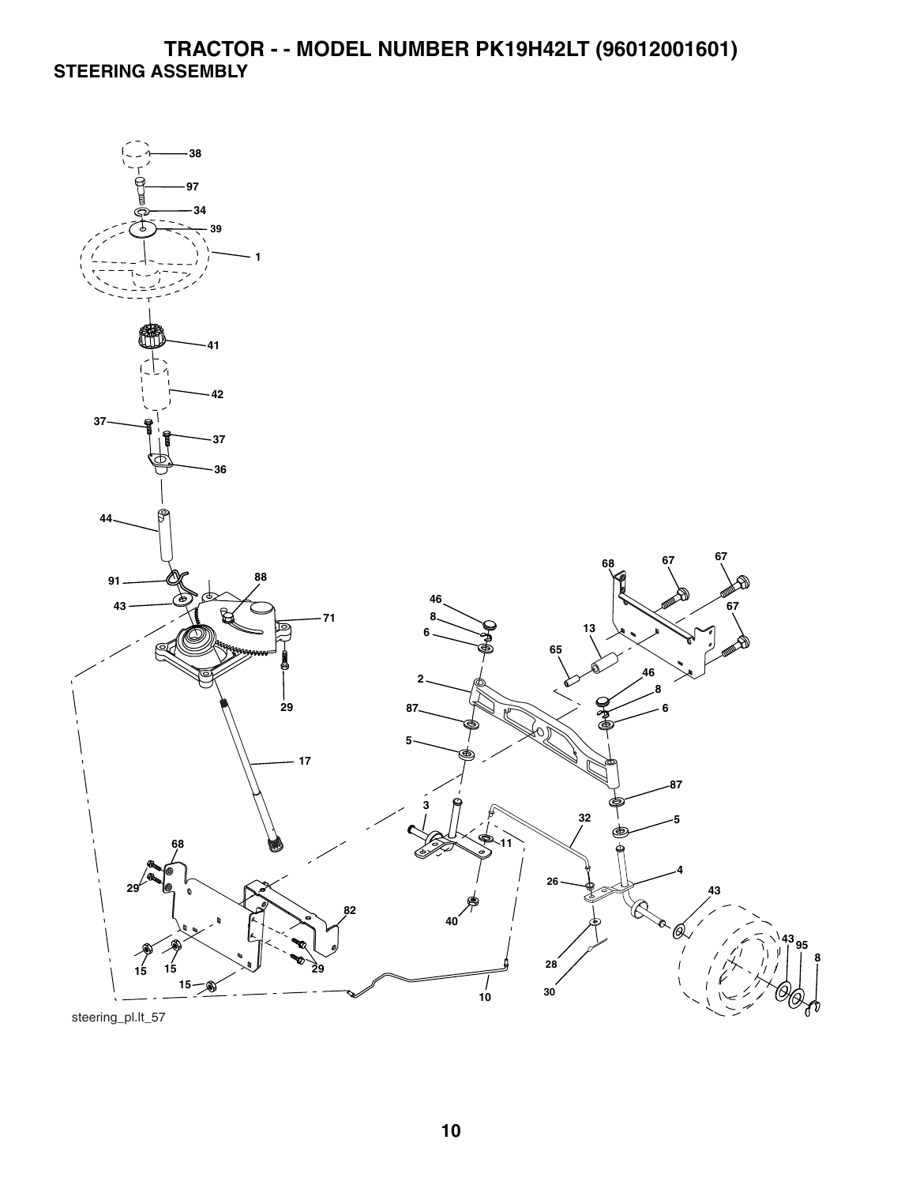# TRACTOR - - MODEL NUMBER PK19H42LT (96012001601)

## STEERING ASSEMBLY

38
97
34
39
1
41
42
37
37
36
44
91
88
43
71
29
17
68
29
82
15
15
15
29
10
46
8
6
2
87
5
3
11
40
32
26
28
30
4
43
43
95
8
87
5
46
8
6
13
65
68
67
67
67

steering_pl.lt_57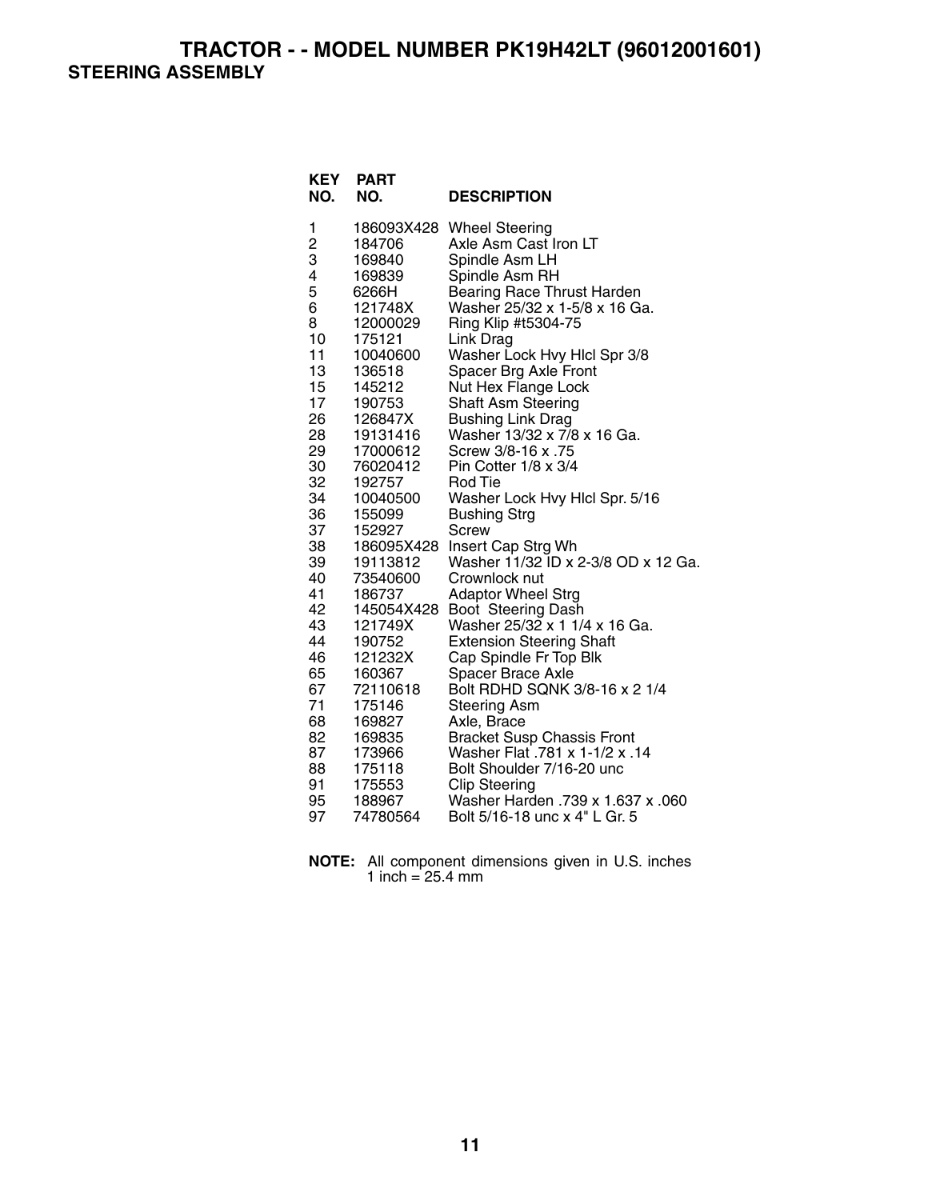# TRACTOR - - MODEL NUMBER PK19H42LT (96012001601)

## STEERING ASSEMBLY

| KEY NO. | PART NO. | DESCRIPTION |
|---|---|---|
| 1 | 186093X428 | Wheel Steering |
| 2 | 184706 | Axle Asm Cast Iron LT |
| 3 | 169840 | Spindle Asm LH |
| 4 | 169839 | Spindle Asm RH |
| 5 | 6266H | Bearing Race Thrust Harden |
| 6 | 121748X | Washer 25/32 x 1-5/8 x 16 Ga. |
| 8 | 12000029 | Ring Klip #t5304-75 |
| 10 | 175121 | Link Drag |
| 11 | 10040600 | Washer Lock Hvy Hlcl Spr 3/8 |
| 13 | 136518 | Spacer Brg Axle Front |
| 15 | 145212 | Nut Hex Flange Lock |
| 17 | 190753 | Shaft Asm Steering |
| 26 | 126847X | Bushing Link Drag |
| 28 | 19131416 | Washer 13/32 x 7/8 x 16 Ga. |
| 29 | 17000612 | Screw 3/8-16 x .75 |
| 30 | 76020412 | Pin Cotter 1/8 x 3/4 |
| 32 | 192757 | Rod Tie |
| 34 | 10040500 | Washer Lock Hvy Hlcl Spr. 5/16 |
| 36 | 155099 | Bushing Strg |
| 37 | 152927 | Screw |
| 38 | 186095X428 | Insert Cap Strg Wh |
| 39 | 19113812 | Washer 11/32 ID x 2-3/8 OD x 12 Ga. |
| 40 | 73540600 | Crownlock nut |
| 41 | 186737 | Adaptor Wheel Strg |
| 42 | 145054X428 | Boot Steering Dash |
| 43 | 121749X | Washer 25/32 x 1 1/4 x 16 Ga. |
| 44 | 190752 | Extension Steering Shaft |
| 46 | 121232X | Cap Spindle Fr Top Blk |
| 65 | 160367 | Spacer Brace Axle |
| 67 | 72110618 | Bolt RDHD SQNK 3/8-16 x 2 1/4 |
| 71 | 175146 | Steering Asm |
| 68 | 169827 | Axle, Brace |
| 82 | 169835 | Bracket Susp Chassis Front |
| 87 | 173966 | Washer Flat .781 x 1-1/2 x .14 |
| 88 | 175118 | Bolt Shoulder 7/16-20 unc |
| 91 | 175553 | Clip Steering |
| 95 | 188967 | Washer Harden .739 x 1.637 x .060 |
| 97 | 74780564 | Bolt 5/16-18 unc x 4" L Gr. 5 |

**NOTE:** All component dimensions given in U.S. inches
1 inch = 25.4 mm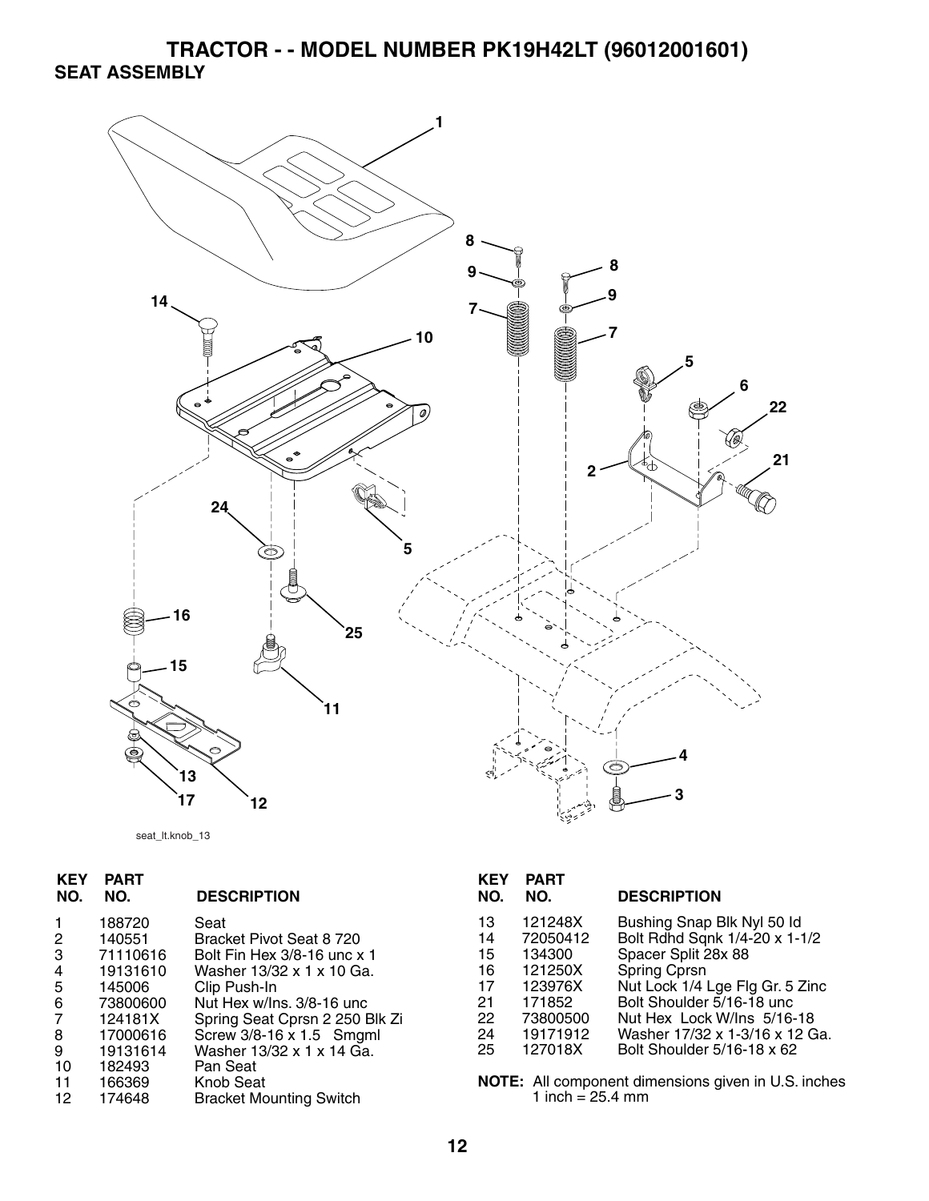# TRACTOR - - MODEL NUMBER PK19H42LT (96012001601)

## SEAT ASSEMBLY

seat_lt.knob_13

| KEY NO. | PART NO. | DESCRIPTION |
|---|---|---|
| 1 | 188720 | Seat |
| 2 | 140551 | Bracket Pivot Seat 8 720 |
| 3 | 71110616 | Bolt Fin Hex 3/8-16 unc x 1 |
| 4 | 19131610 | Washer 13/32 x 1 x 10 Ga. |
| 5 | 145006 | Clip Push-In |
| 6 | 73800600 | Nut Hex w/Ins. 3/8-16 unc |
| 7 | 124181X | Spring Seat Cprsn 2 250 Blk Zi |
| 8 | 17000616 | Screw 3/8-16 x 1.5 Smgml |
| 9 | 19131614 | Washer 13/32 x 1 x 14 Ga. |
| 10 | 182493 | Pan Seat |
| 11 | 166369 | Knob Seat |
| 12 | 174648 | Bracket Mounting Switch |
| 13 | 121248X | Bushing Snap Blk Nyl 50 Id |
| 14 | 72050412 | Bolt Rdhd Sqnk 1/4-20 x 1-1/2 |
| 15 | 134300 | Spacer Split 28x 88 |
| 16 | 121250X | Spring Cprsn |
| 17 | 123976X | Nut Lock 1/4 Lge Flg Gr. 5 Zinc |
| 21 | 171852 | Bolt Shoulder 5/16-18 unc |
| 22 | 73800500 | Nut Hex Lock W/Ins 5/16-18 |
| 24 | 19171912 | Washer 17/32 x 1-3/16 x 12 Ga. |
| 25 | 127018X | Bolt Shoulder 5/16-18 x 62 |

**NOTE:** All component dimensions given in U.S. inches
1 inch = 25.4 mm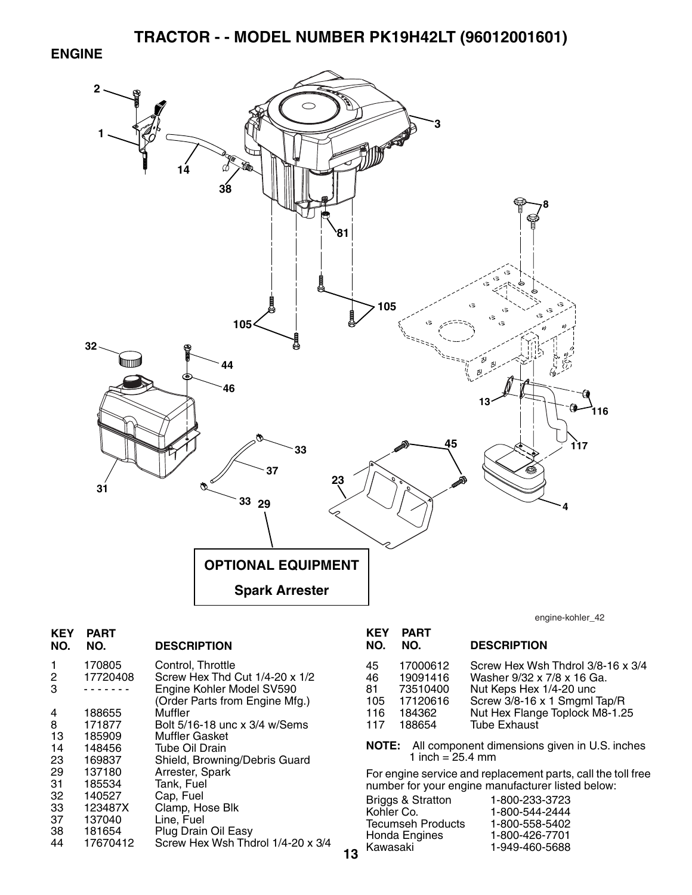# TRACTOR - - MODEL NUMBER PK19H42LT (96012001601)

## ENGINE

OPTIONAL EQUIPMENT

Spark Arrester

engine-kohler_42

| KEY NO. | PART NO. | DESCRIPTION |
|---|---|---|
| 1 | 170805 | Control, Throttle |
| 2 | 17720408 | Screw Hex Thd Cut 1/4-20 x 1/2 |
| 3 | - - - - - - - | Engine Kohler Model SV590 (Order Parts from Engine Mfg.) |
| 4 | 188655 | Muffler |
| 8 | 171877 | Bolt 5/16-18 unc x 3/4 w/Sems |
| 13 | 185909 | Muffler Gasket |
| 14 | 148456 | Tube Oil Drain |
| 23 | 169837 | Shield, Browning/Debris Guard |
| 29 | 137180 | Arrester, Spark |
| 31 | 185534 | Tank, Fuel |
| 32 | 140527 | Cap, Fuel |
| 33 | 123487X | Clamp, Hose Blk |
| 37 | 137040 | Line, Fuel |
| 38 | 181654 | Plug Drain Oil Easy |
| 44 | 17670412 | Screw Hex Wsh Thdrol 1/4-20 x 3/4 |
| 45 | 17000612 | Screw Hex Wsh Thdrol 3/8-16 x 3/4 |
| 46 | 19091416 | Washer 9/32 x 7/8 x 16 Ga. |
| 81 | 73510400 | Nut Keps Hex 1/4-20 unc |
| 105 | 17120616 | Screw 3/8-16 x 1 Smgml Tap/R |
| 116 | 184362 | Nut Hex Flange Toplock M8-1.25 |
| 117 | 188654 | Tube Exhaust |

**NOTE:** All component dimensions given in U.S. inches
1 inch = 25.4 mm

For engine service and replacement parts, call the toll free number for your engine manufacturer listed below:

| | |
|---|---|
| Briggs & Stratton | 1-800-233-3723 |
| Kohler Co. | 1-800-544-2444 |
| Tecumseh Products | 1-800-558-5402 |
| Honda Engines | 1-800-426-7701 |
| Kawasaki | 1-949-460-5688 |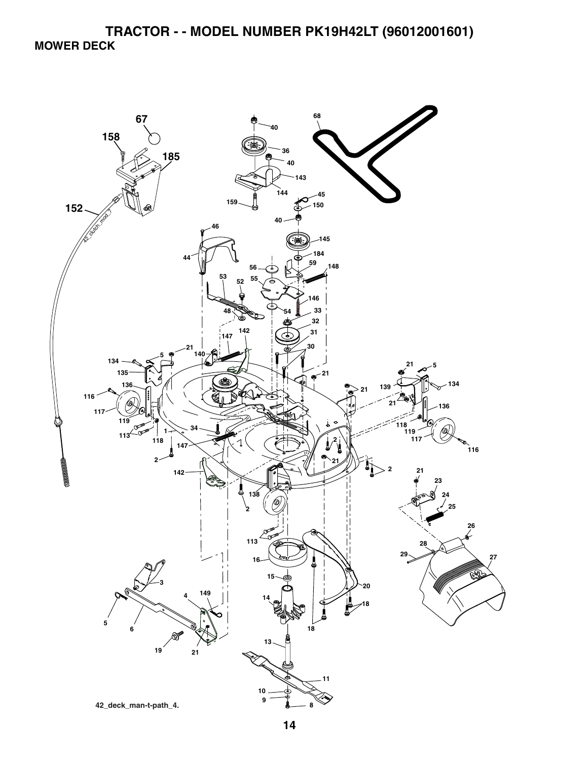# TRACTOR - - MODEL NUMBER PK19H42LT (96012001601)

## MOWER DECK

42_deck_man-t-path_4.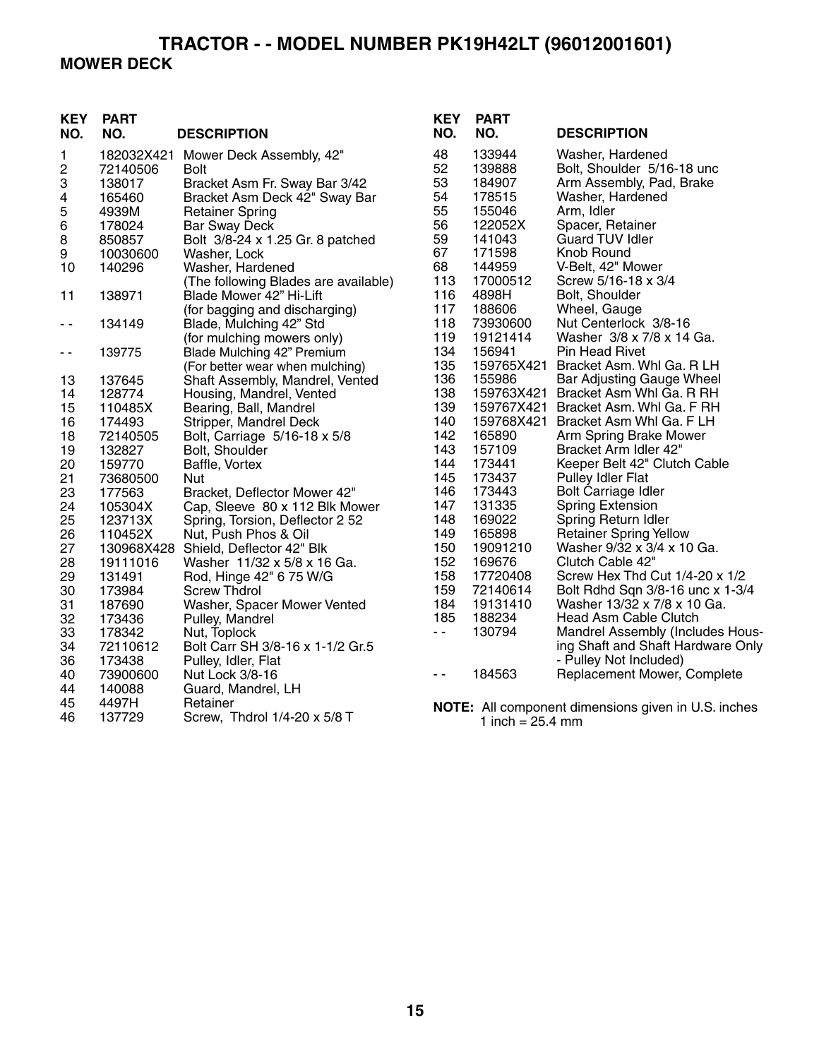# TRACTOR - - MODEL NUMBER PK19H42LT (96012001601)

## MOWER DECK

| KEY NO. | PART NO. | DESCRIPTION |
|---|---|---|
| 1 | 182032X421 | Mower Deck Assembly, 42" |
| 2 | 72140506 | Bolt |
| 3 | 138017 | Bracket Asm Fr. Sway Bar 3/42 |
| 4 | 165460 | Bracket Asm Deck 42" Sway Bar |
| 5 | 4939M | Retainer Spring |
| 6 | 178024 | Bar Sway Deck |
| 8 | 850857 | Bolt 3/8-24 x 1.25 Gr. 8 patched |
| 9 | 10030600 | Washer, Lock |
| 10 | 140296 | Washer, Hardened |
| | | (The following Blades are available) |
| 11 | 138971 | Blade Mower 42" Hi-Lift (for bagging and discharging) |
| - - | 134149 | Blade, Mulching 42" Std (for mulching mowers only) |
| - - | 139775 | Blade Mulching 42" Premium (For better wear when mulching) |
| 13 | 137645 | Shaft Assembly, Mandrel, Vented |
| 14 | 128774 | Housing, Mandrel, Vented |
| 15 | 110485X | Bearing, Ball, Mandrel |
| 16 | 174493 | Stripper, Mandrel Deck |
| 18 | 72140505 | Bolt, Carriage 5/16-18 x 5/8 |
| 19 | 132827 | Bolt, Shoulder |
| 20 | 159770 | Baffle, Vortex |
| 21 | 73680500 | Nut |
| 23 | 177563 | Bracket, Deflector Mower 42" |
| 24 | 105304X | Cap, Sleeve 80 x 112 Blk Mower |
| 25 | 123713X | Spring, Torsion, Deflector 2 52 |
| 26 | 110452X | Nut, Push Phos & Oil |
| 27 | 130968X428 | Shield, Deflector 42" Blk |
| 28 | 19111016 | Washer 11/32 x 5/8 x 16 Ga. |
| 29 | 131491 | Rod, Hinge 42" 6 75 W/G |
| 30 | 173984 | Screw Thdrol |
| 31 | 187690 | Washer, Spacer Mower Vented |
| 32 | 173436 | Pulley, Mandrel |
| 33 | 178342 | Nut, Toplock |
| 34 | 72110612 | Bolt Carr SH 3/8-16 x 1-1/2 Gr.5 |
| 36 | 173438 | Pulley, Idler, Flat |
| 40 | 73900600 | Nut Lock 3/8-16 |
| 44 | 140088 | Guard, Mandrel, LH |
| 45 | 4497H | Retainer |
| 46 | 137729 | Screw, Thdrol 1/4-20 x 5/8 T |
| 48 | 133944 | Washer, Hardened |
| 52 | 139888 | Bolt, Shoulder 5/16-18 unc |
| 53 | 184907 | Arm Assembly, Pad, Brake |
| 54 | 178515 | Washer, Hardened |
| 55 | 155046 | Arm, Idler |
| 56 | 122052X | Spacer, Retainer |
| 59 | 141043 | Guard TUV Idler |
| 67 | 171598 | Knob Round |
| 68 | 144959 | V-Belt, 42" Mower |
| 113 | 17000512 | Screw 5/16-18 x 3/4 |
| 116 | 4898H | Bolt, Shoulder |
| 117 | 188606 | Wheel, Gauge |
| 118 | 73930600 | Nut Centerlock 3/8-16 |
| 119 | 19121414 | Washer 3/8 x 7/8 x 14 Ga. |
| 134 | 156941 | Pin Head Rivet |
| 135 | 159765X421 | Bracket Asm. Whl Ga. R LH |
| 136 | 155986 | Bar Adjusting Gauge Wheel |
| 138 | 159763X421 | Bracket Asm Whl Ga. R RH |
| 139 | 159767X421 | Bracket Asm. Whl Ga. F RH |
| 140 | 159768X421 | Bracket Asm Whl Ga. F LH |
| 142 | 165890 | Arm Spring Brake Mower |
| 143 | 157109 | Bracket Arm Idler 42" |
| 144 | 173441 | Keeper Belt 42" Clutch Cable |
| 145 | 173437 | Pulley Idler Flat |
| 146 | 173443 | Bolt Carriage Idler |
| 147 | 131335 | Spring Extension |
| 148 | 169022 | Spring Return Idler |
| 149 | 165898 | Retainer Spring Yellow |
| 150 | 19091210 | Washer 9/32 x 3/4 x 10 Ga. |
| 152 | 169676 | Clutch Cable 42" |
| 158 | 17720408 | Screw Hex Thd Cut 1/4-20 x 1/2 |
| 159 | 72140614 | Bolt Rdhd Sqn 3/8-16 unc x 1-3/4 |
| 184 | 19131410 | Washer 13/32 x 7/8 x 10 Ga. |
| 185 | 188234 | Head Asm Cable Clutch |
| - - | 130794 | Mandrel Assembly (Includes Housing Shaft and Shaft Hardware Only - Pulley Not Included) |
| - - | 184563 | Replacement Mower, Complete |

**NOTE:** All component dimensions given in U.S. inches
1 inch = 25.4 mm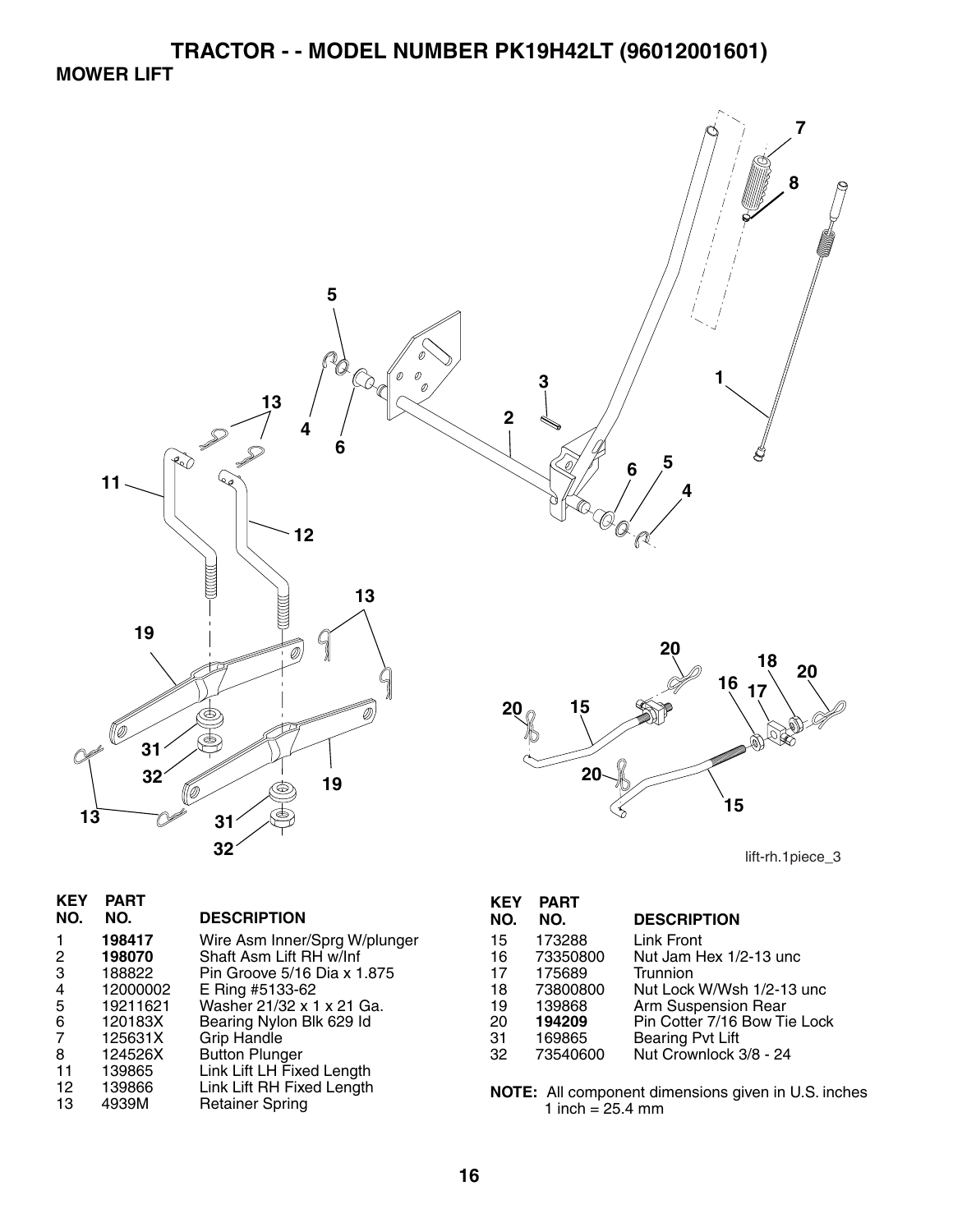# TRACTOR - - MODEL NUMBER PK19H42LT (96012001601)

## MOWER LIFT

lift-rh.1piece_3

| KEY NO. | PART NO. | DESCRIPTION |
|---|---|---|
| 1 | **198417** | Wire Asm Inner/Sprg W/plunger |
| 2 | **198070** | Shaft Asm Lift RH w/Inf |
| 3 | 188822 | Pin Groove 5/16 Dia x 1.875 |
| 4 | 12000002 | E Ring #5133-62 |
| 5 | 19211621 | Washer 21/32 x 1 x 21 Ga. |
| 6 | 120183X | Bearing Nylon Blk 629 Id |
| 7 | 125631X | Grip Handle |
| 8 | 124526X | Button Plunger |
| 11 | 139865 | Link Lift LH Fixed Length |
| 12 | 139866 | Link Lift RH Fixed Length |
| 13 | 4939M | Retainer Spring |
| 15 | 173288 | Link Front |
| 16 | 73350800 | Nut Jam Hex 1/2-13 unc |
| 17 | 175689 | Trunnion |
| 18 | 73800800 | Nut Lock W/Wsh 1/2-13 unc |
| 19 | 139868 | Arm Suspension Rear |
| 20 | **194209** | Pin Cotter 7/16 Bow Tie Lock |
| 31 | 169865 | Bearing Pvt Lift |
| 32 | 73540600 | Nut Crownlock 3/8 - 24 |

**NOTE:** All component dimensions given in U.S. inches
1 inch = 25.4 mm